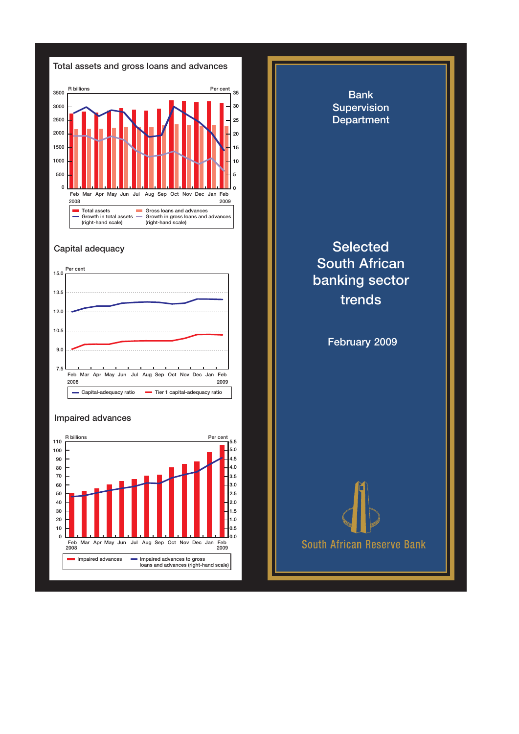## Total assets and gross loans and advances

R billions / Per cent

Feb 2008 – Feb 2009

- Total assets
- Gross loans and advances
- Growth in total assets (right-hand scale)
- Growth in gross loans and advances (right-hand scale)

## Capital adequacy

Per cent

Feb 2008 – Feb 2009

- Capital-adequacy ratio
- Tier 1 capital-adequacy ratio

## Impaired advances

R billions / Per cent

Feb 2008 – Feb 2009

- Impaired advances
- Impaired advances to gross loans and advances (right-hand scale)

Bank Supervision Department

# Selected South African banking sector trends

February 2009

South African Reserve Bank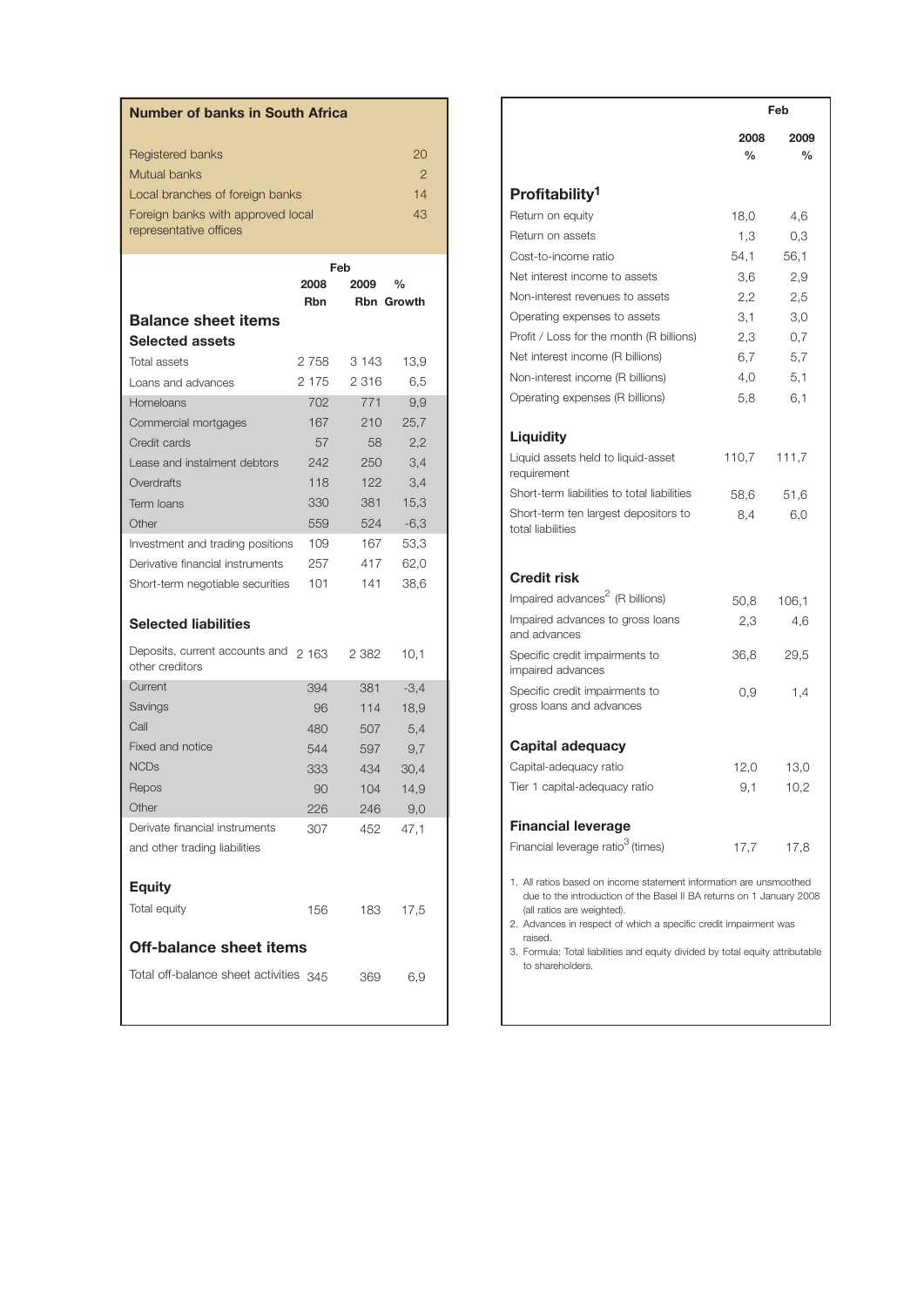## Number of banks in South Africa

| | |
|---|---|
| Registered banks | 20 |
| Mutual banks | 2 |
| Local branches of foreign banks | 14 |
| Foreign banks with approved local representative offices | 43 |

| | Feb 2008 Rbn | Feb 2009 Rbn | % Growth |
|---|---|---|---|
| **Balance sheet items** | | | |
| **Selected assets** | | | |
| Total assets | 2 758 | 3 143 | 13,9 |
| Loans and advances | 2 175 | 2 316 | 6,5 |
| Homeloans | 702 | 771 | 9,9 |
| Commercial mortgages | 167 | 210 | 25,7 |
| Credit cards | 57 | 58 | 2,2 |
| Lease and instalment debtors | 242 | 250 | 3,4 |
| Overdrafts | 118 | 122 | 3,4 |
| Term loans | 330 | 381 | 15,3 |
| Other | 559 | 524 | -6,3 |
| Investment and trading positions | 109 | 167 | 53,3 |
| Derivative financial instruments | 257 | 417 | 62,0 |
| Short-term negotiable securities | 101 | 141 | 38,6 |
| **Selected liabilities** | | | |
| Deposits, current accounts and other creditors | 2 163 | 2 382 | 10,1 |
| Current | 394 | 381 | -3,4 |
| Savings | 96 | 114 | 18,9 |
| Call | 480 | 507 | 5,4 |
| Fixed and notice | 544 | 597 | 9,7 |
| NCDs | 333 | 434 | 30,4 |
| Repos | 90 | 104 | 14,9 |
| Other | 226 | 246 | 9,0 |
| Derivate financial instruments and other trading liabilities | 307 | 452 | 47,1 |
| **Equity** | | | |
| Total equity | 156 | 183 | 17,5 |
| **Off-balance sheet items** | | | |
| Total off-balance sheet activities | 345 | 369 | 6,9 |

| | Feb 2008 % | Feb 2009 % |
|---|---|---|
| **Profitability[1]** | | |
| Return on equity | 18,0 | 4,6 |
| Return on assets | 1,3 | 0,3 |
| Cost-to-income ratio | 54,1 | 56,1 |
| Net interest income to assets | 3,6 | 2,9 |
| Non-interest revenues to assets | 2,2 | 2,5 |
| Operating expenses to assets | 3,1 | 3,0 |
| Profit / Loss for the month (R billions) | 2,3 | 0,7 |
| Net interest income (R billions) | 6,7 | 5,7 |
| Non-interest income (R billions) | 4,0 | 5,1 |
| Operating expenses (R billions) | 5,8 | 6,1 |
| **Liquidity** | | |
| Liquid assets held to liquid-asset requirement | 110,7 | 111,7 |
| Short-term liabilities to total liabilities | 58,6 | 51,6 |
| Short-term ten largest depositors to total liabilities | 8,4 | 6,0 |
| **Credit risk** | | |
| Impaired advances[2] (R billions) | 50,8 | 106,1 |
| Impaired advances to gross loans and advances | 2,3 | 4,6 |
| Specific credit impairments to impaired advances | 36,8 | 29,5 |
| Specific credit impairments to gross loans and advances | 0,9 | 1,4 |
| **Capital adequacy** | | |
| Capital-adequacy ratio | 12,0 | 13,0 |
| Tier 1 capital-adequacy ratio | 9,1 | 10,2 |
| **Financial leverage** | | |
| Financial leverage ratio[3] (times) | 17,7 | 17,8 |

1. All ratios based on income statement information are unsmoothed due to the introduction of the Basel II BA returns on 1 January 2008 (all ratios are weighted).
2. Advances in respect of which a specific credit impairment was raised.
3. Formula: Total liabilities and equity divided by total equity attributable to shareholders.